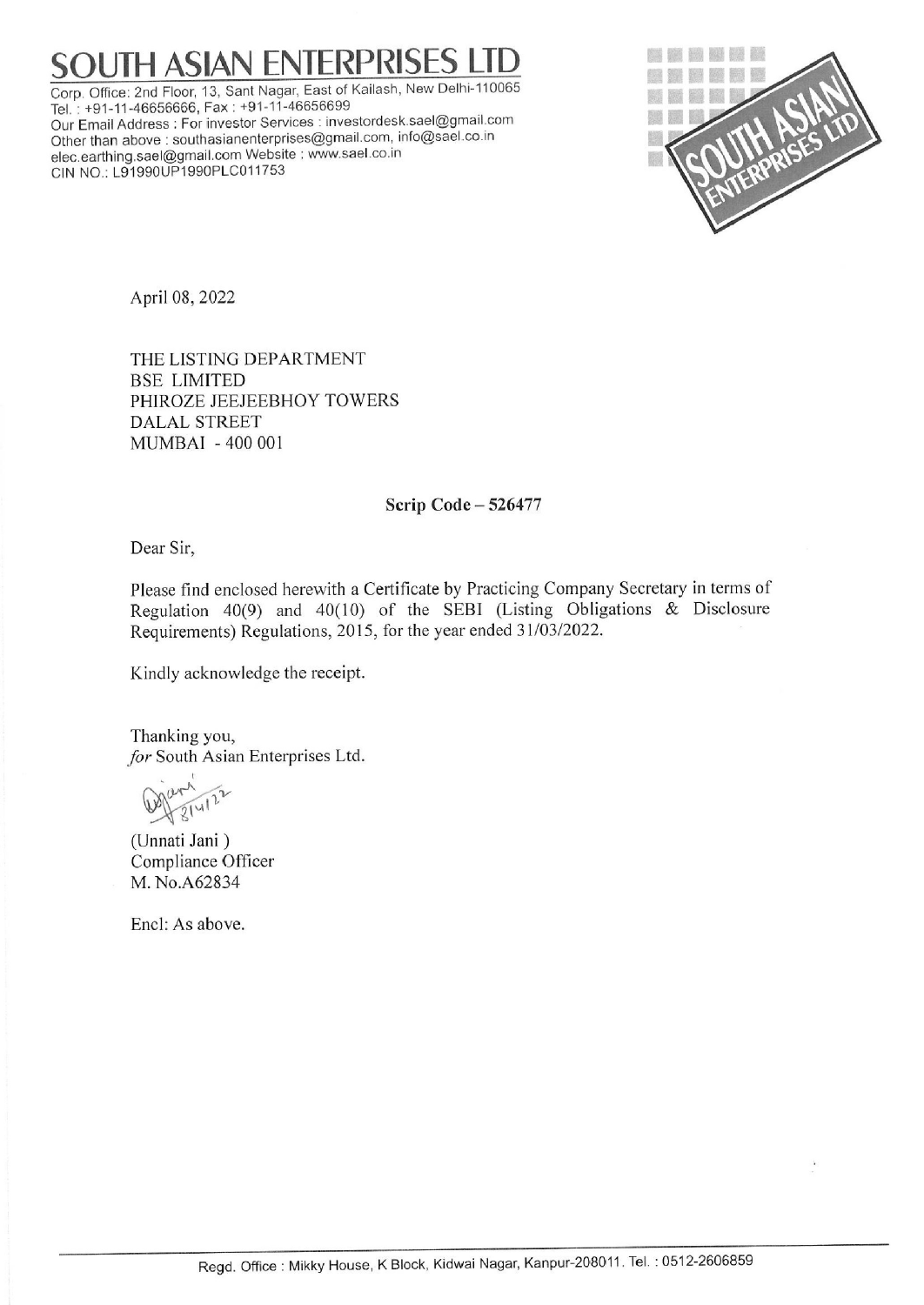# SOUTH ASIAN ENTERPRISES LTD

Corp. Office: 2nd Floor, 13, Sant Nagar, East of Kailash, New Delhi-110065
Tel. : +91-11-46656666, Fax : +91-11-46656699
Our Email Address : For investor Services : investordesk.sael@gmail.com
Other than above : southasianenterprises@gmail.com, info@sael.co.in
elec.earthing.sael@gmail.com Website : www.sael.co.in
CIN NO.: L91990UP1990PLC011753

April 08, 2022

THE LISTING DEPARTMENT
BSE LIMITED
PHIROZE JEEJEEBHOY TOWERS
DALAL STREET
MUMBAI - 400 001

**Scrip Code – 526477**

Dear Sir,

Please find enclosed herewith a Certificate by Practicing Company Secretary in terms of Regulation 40(9) and 40(10) of the SEBI (Listing Obligations & Disclosure Requirements) Regulations, 2015, for the year ended 31/03/2022.

Kindly acknowledge the receipt.

Thanking you,
*for* South Asian Enterprises Ltd.

(Unnati Jani)
Compliance Officer
M. No.A62834

Encl: As above.

Regd. Office : Mikky House, K Block, Kidwai Nagar, Kanpur-208011. Tel. : 0512-2606859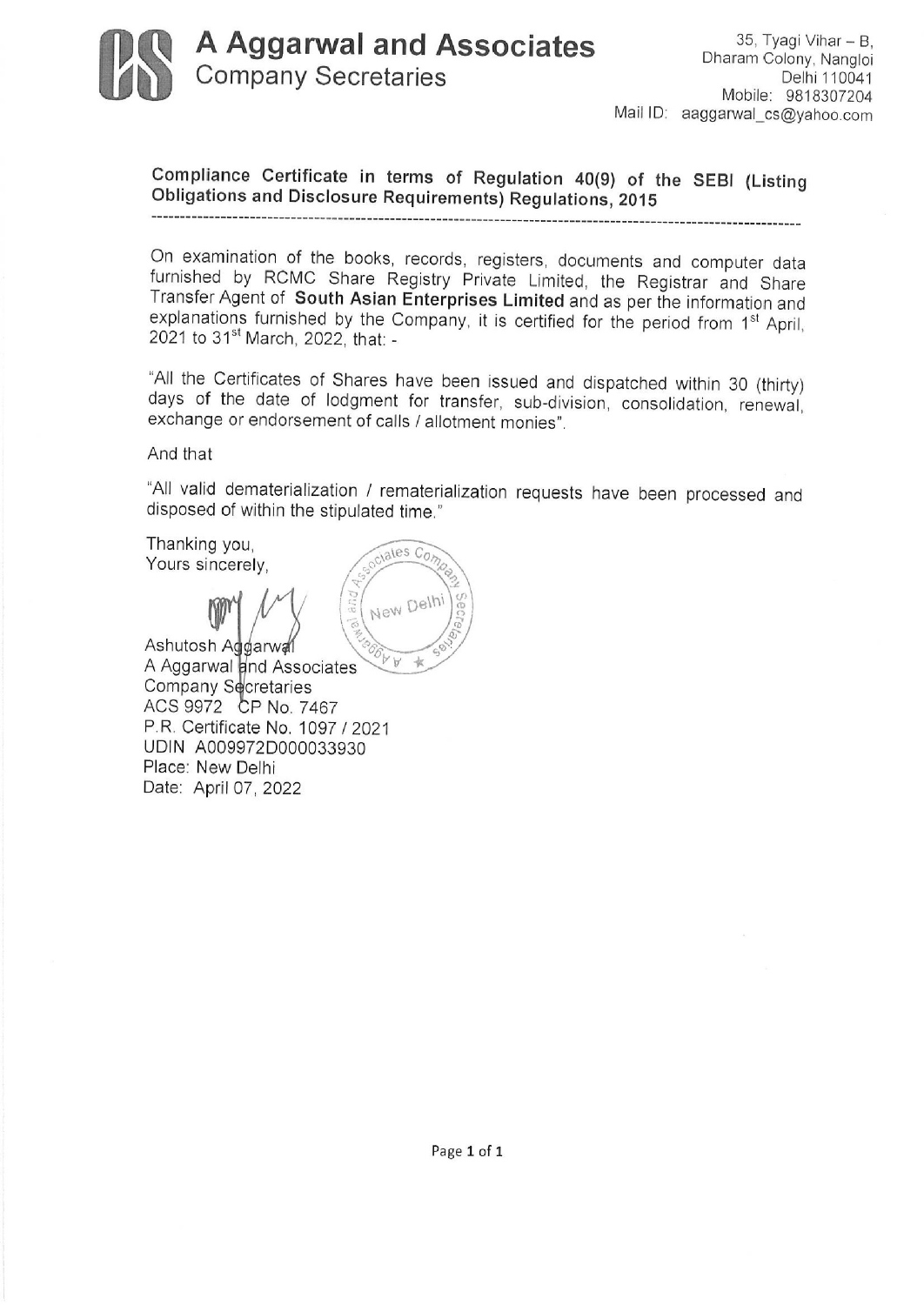# A Aggarwal and Associates
Company Secretaries

35, Tyagi Vihar – B,
Dharam Colony, Nangloi
Delhi 110041
Mobile: 9818307204
Mail ID: aaggarwal_cs@yahoo.com

## Compliance Certificate in terms of Regulation 40(9) of the SEBI (Listing Obligations and Disclosure Requirements) Regulations, 2015

---

On examination of the books, records, registers, documents and computer data furnished by RCMC Share Registry Private Limited, the Registrar and Share Transfer Agent of **South Asian Enterprises Limited** and as per the information and explanations furnished by the Company, it is certified for the period from 1st April, 2021 to 31st March, 2022, that: -

"All the Certificates of Shares have been issued and dispatched within 30 (thirty) days of the date of lodgment for transfer, sub-division, consolidation, renewal, exchange or endorsement of calls / allotment monies".

And that

"All valid dematerialization / rematerialization requests have been processed and disposed of within the stipulated time."

Thanking you,
Yours sincerely,

Ashutosh Aggarwal
A Aggarwal and Associates
Company Secretaries
ACS 9972 CP No. 7467
P.R. Certificate No. 1097 / 2021
UDIN A009972D000033930
Place: New Delhi
Date: April 07, 2022